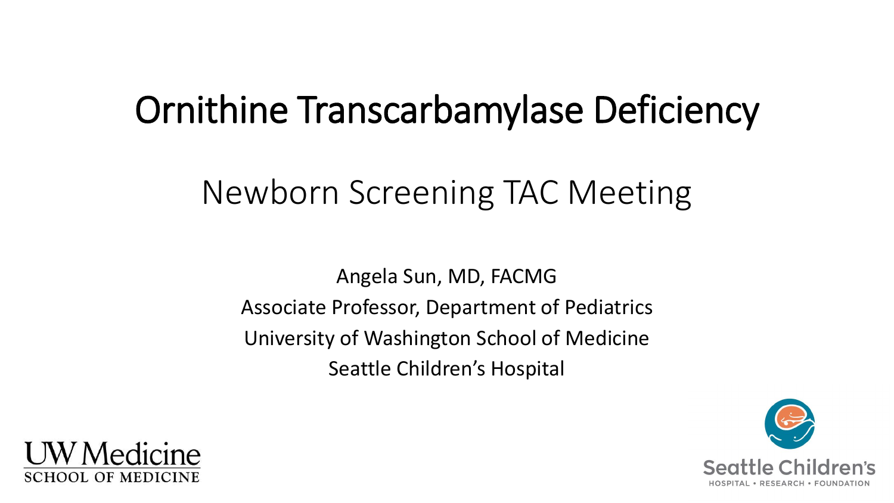# Ornithine Transcarbamylase Deficiency

## Newborn Screening TAC Meeting

Angela Sun, MD, FACMG
Associate Professor, Department of Pediatrics
University of Washington School of Medicine
Seattle Children's Hospital

UW Medicine
SCHOOL OF MEDICINE

Seattle Children's
HOSPITAL • RESEARCH • FOUNDATION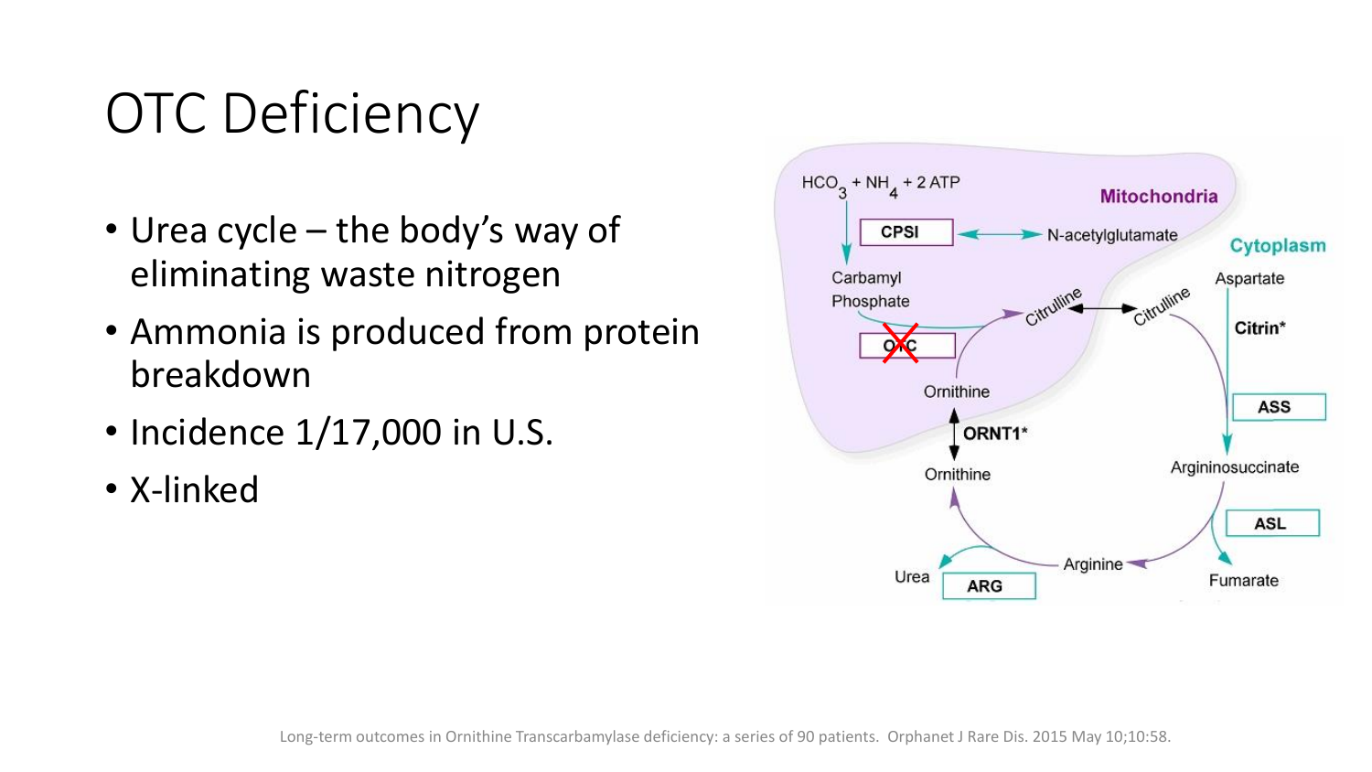# OTC Deficiency

- Urea cycle – the body's way of eliminating waste nitrogen
- Ammonia is produced from protein breakdown
- Incidence 1/17,000 in U.S.
- X-linked

Long-term outcomes in Ornithine Transcarbamylase deficiency: a series of 90 patients. Orphanet J Rare Dis. 2015 May 10;10:58.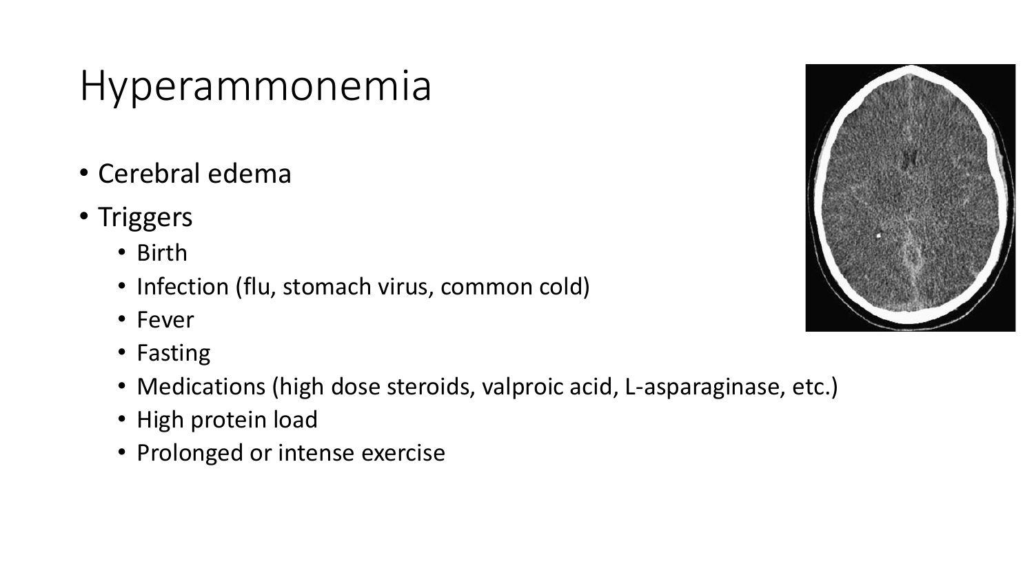# Hyperammonemia

- Cerebral edema
- Triggers
  - Birth
  - Infection (flu, stomach virus, common cold)
  - Fever
  - Fasting
  - Medications (high dose steroids, valproic acid, L-asparaginase, etc.)
  - High protein load
  - Prolonged or intense exercise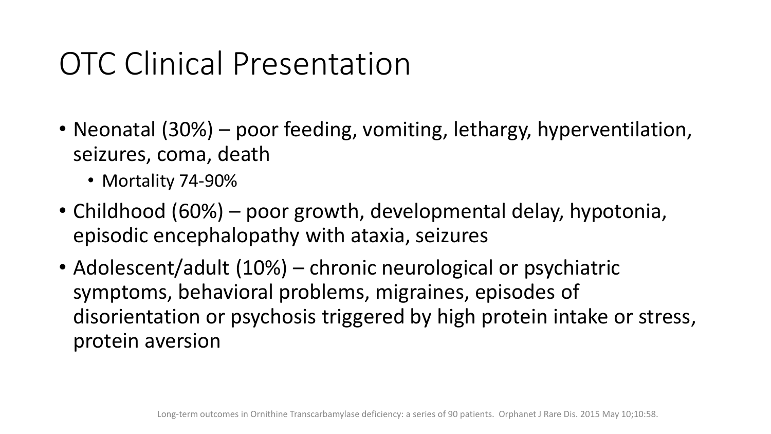# OTC Clinical Presentation

- Neonatal (30%) – poor feeding, vomiting, lethargy, hyperventilation, seizures, coma, death
  - Mortality 74-90%
- Childhood (60%) – poor growth, developmental delay, hypotonia, episodic encephalopathy with ataxia, seizures
- Adolescent/adult (10%) – chronic neurological or psychiatric symptoms, behavioral problems, migraines, episodes of disorientation or psychosis triggered by high protein intake or stress, protein aversion

Long-term outcomes in Ornithine Transcarbamylase deficiency: a series of 90 patients. Orphanet J Rare Dis. 2015 May 10;10:58.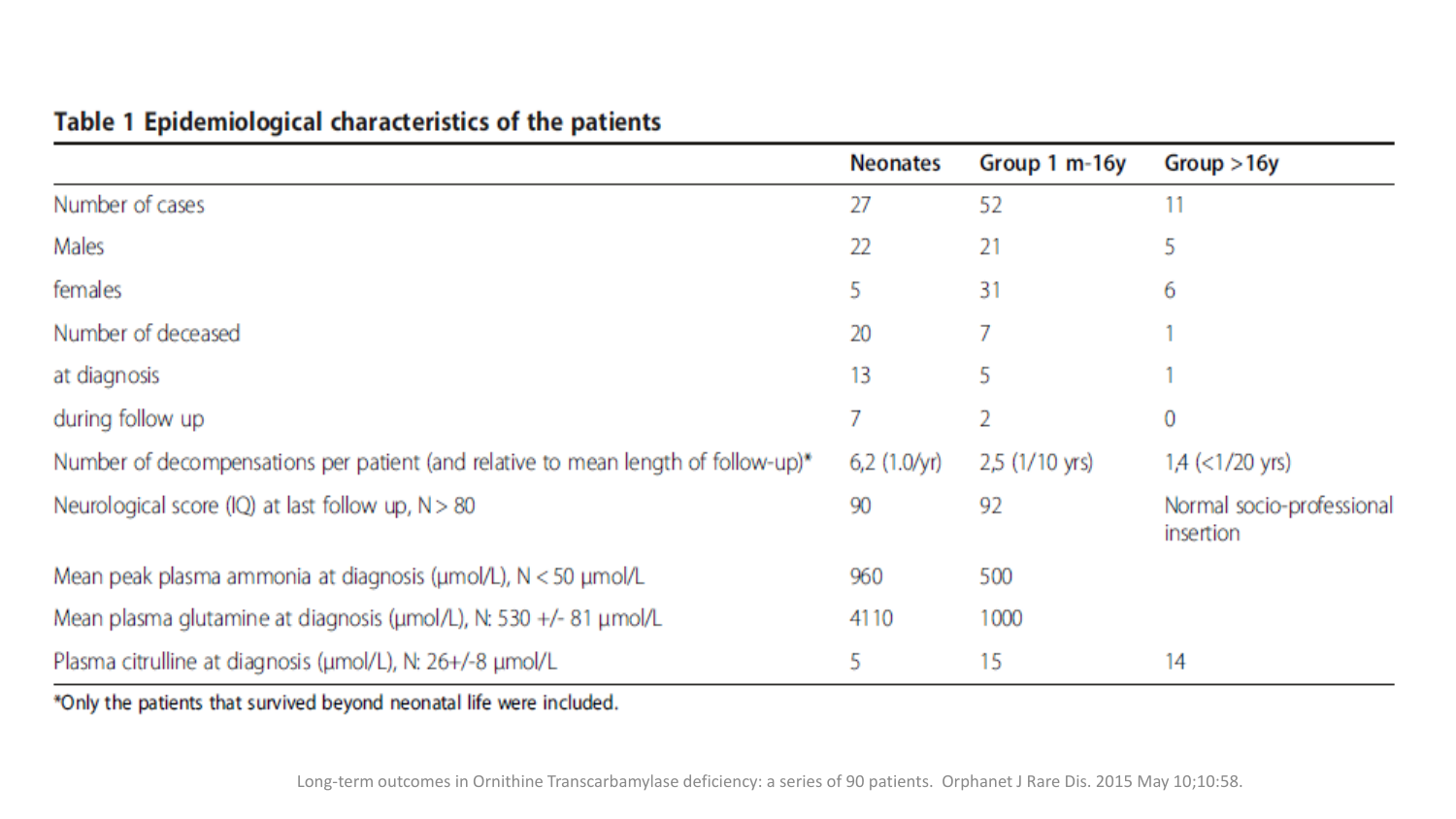**Table 1 Epidemiological characteristics of the patients**

| | Neonates | Group 1 m-16y | Group >16y |
|---|---|---|---|
| Number of cases | 27 | 52 | 11 |
| Males | 22 | 21 | 5 |
| females | 5 | 31 | 6 |
| Number of deceased | 20 | 7 | 1 |
| at diagnosis | 13 | 5 | 1 |
| during follow up | 7 | 2 | 0 |
| Number of decompensations per patient (and relative to mean length of follow-up)* | 6,2 (1.0/yr) | 2,5 (1/10 yrs) | 1,4 (<1/20 yrs) |
| Neurological score (IQ) at last follow up, N > 80 | 90 | 92 | Normal socio-professional insertion |
| Mean peak plasma ammonia at diagnosis (µmol/L), N < 50 µmol/L | 960 | 500 | |
| Mean plasma glutamine at diagnosis (µmol/L), N: 530 +/- 81 µmol/L | 4110 | 1000 | |
| Plasma citrulline at diagnosis (µmol/L), N: 26+/-8 µmol/L | 5 | 15 | 14 |

*Only the patients that survived beyond neonatal life were included.

Long-term outcomes in Ornithine Transcarbamylase deficiency: a series of 90 patients. Orphanet J Rare Dis. 2015 May 10;10:58.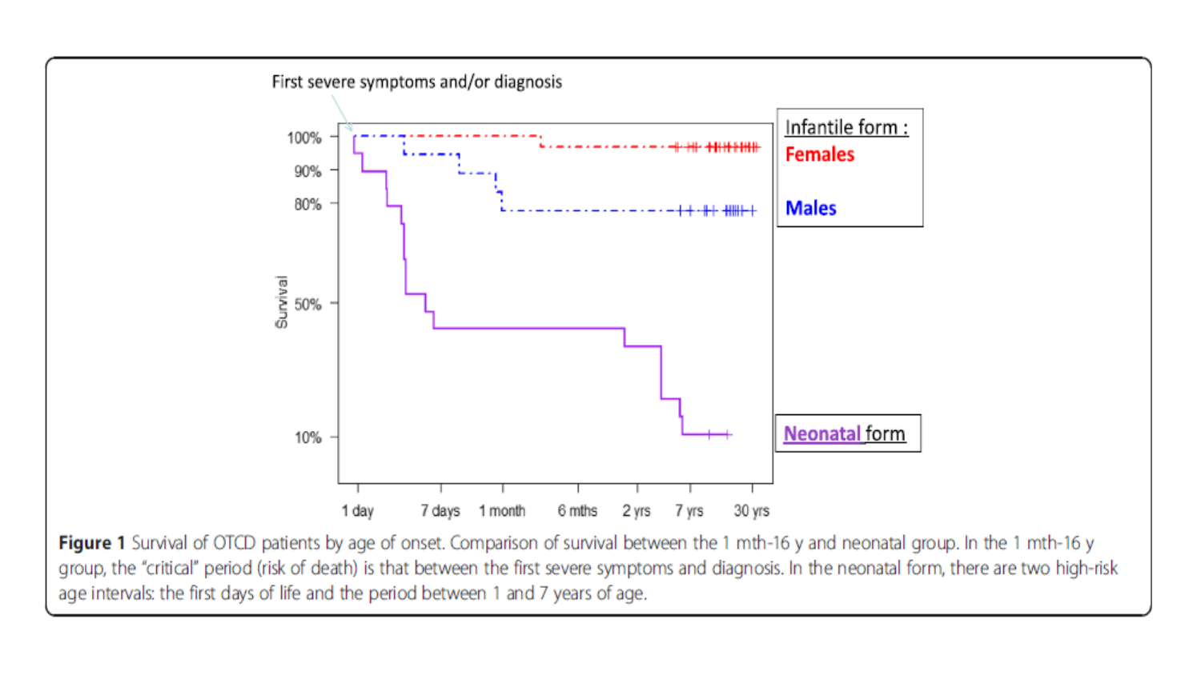First severe symptoms and/or diagnosis

Infantile form :
Females
Males

Neonatal form

Survival

100%
90%
80%
50%
10%

1 day  7 days  1 month  6 mths  2 yrs  7 yrs  30 yrs

**Figure 1** Survival of OTCD patients by age of onset. Comparison of survival between the 1 mth-16 y and neonatal group. In the 1 mth-16 y group, the "critical" period (risk of death) is that between the first severe symptoms and diagnosis. In the neonatal form, there are two high-risk age intervals: the first days of life and the period between 1 and 7 years of age.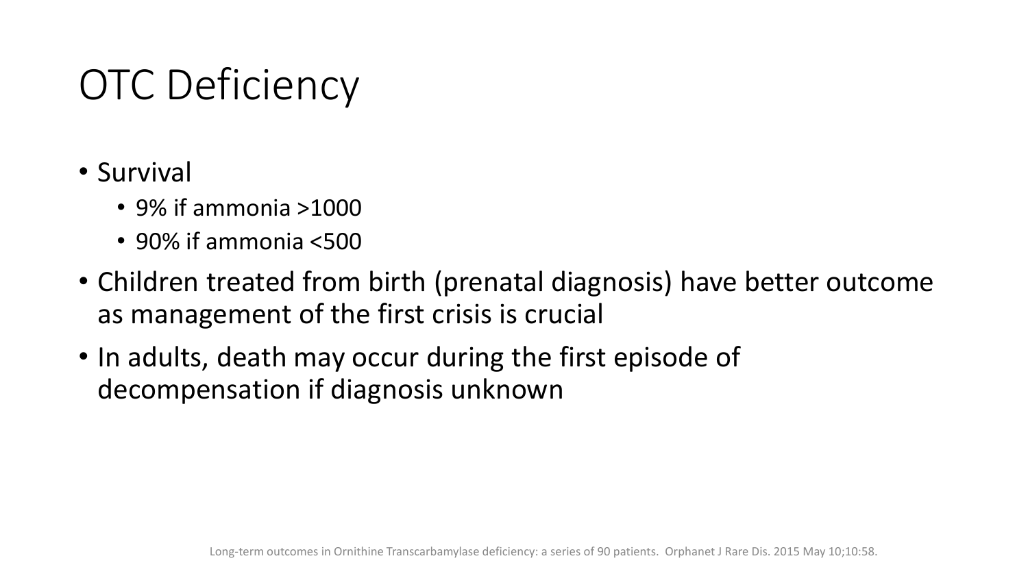# OTC Deficiency

- Survival
  - 9% if ammonia >1000
  - 90% if ammonia <500
- Children treated from birth (prenatal diagnosis) have better outcome as management of the first crisis is crucial
- In adults, death may occur during the first episode of decompensation if diagnosis unknown

Long-term outcomes in Ornithine Transcarbamylase deficiency: a series of 90 patients. Orphanet J Rare Dis. 2015 May 10;10:58.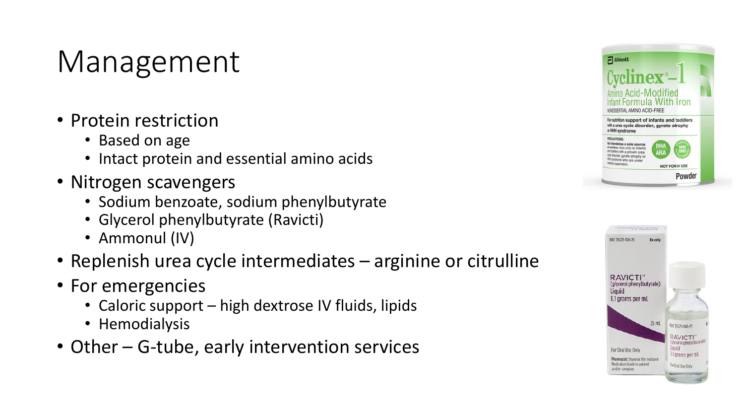# Management

- Protein restriction
  - Based on age
  - Intact protein and essential amino acids
- Nitrogen scavengers
  - Sodium benzoate, sodium phenylbutyrate
  - Glycerol phenylbutyrate (Ravicti)
  - Ammonul (IV)
- Replenish urea cycle intermediates – arginine or citrulline
- For emergencies
  - Caloric support – high dextrose IV fluids, lipids
  - Hemodialysis
- Other – G-tube, early intervention services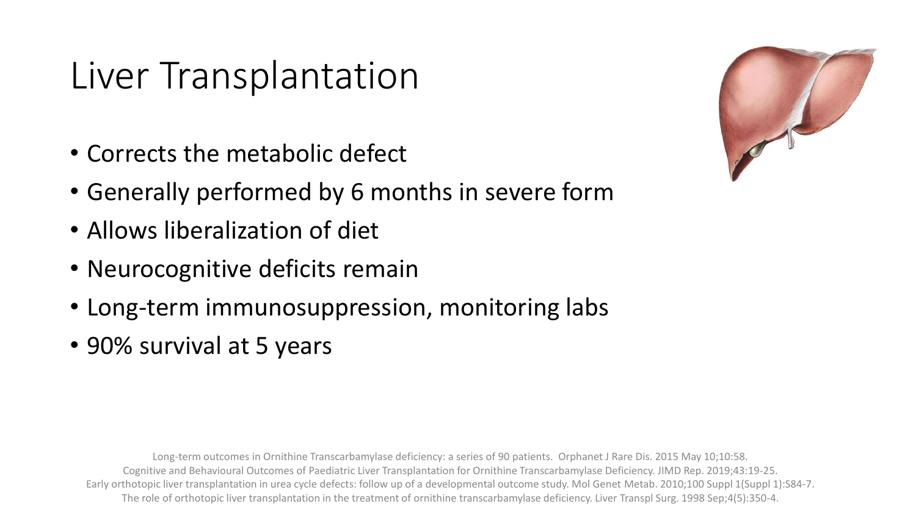# Liver Transplantation

- Corrects the metabolic defect
- Generally performed by 6 months in severe form
- Allows liberalization of diet
- Neurocognitive deficits remain
- Long-term immunosuppression, monitoring labs
- 90% survival at 5 years

Long-term outcomes in Ornithine Transcarbamylase deficiency: a series of 90 patients. Orphanet J Rare Dis. 2015 May 10;10:58.
Cognitive and Behavioural Outcomes of Paediatric Liver Transplantation for Ornithine Transcarbamylase Deficiency. JIMD Rep. 2019;43:19-25.
Early orthotopic liver transplantation in urea cycle defects: follow up of a developmental outcome study. Mol Genet Metab. 2010;100 Suppl 1(Suppl 1):S84-7.
The role of orthotopic liver transplantation in the treatment of ornithine transcarbamylase deficiency. Liver Transpl Surg. 1998 Sep;4(5):350-4.